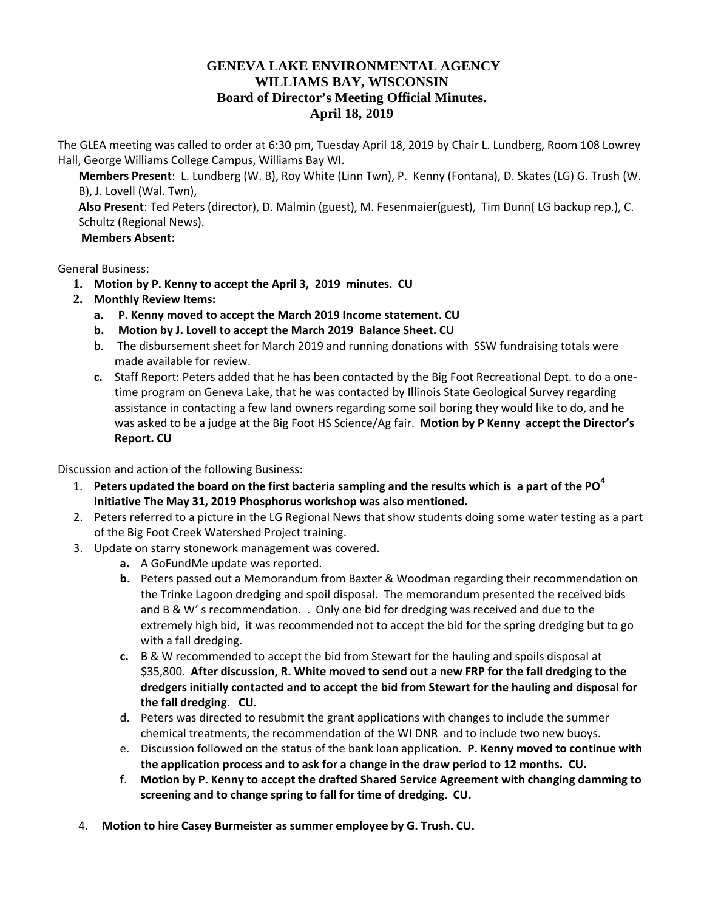# GENEVA LAKE ENVIRONMENTAL AGENCY
# WILLIAMS BAY, WISCONSIN
## Board of Director's Meeting Official Minutes.
## April 18, 2019

The GLEA meeting was called to order at 6:30 pm, Tuesday April 18, 2019 by Chair L. Lundberg, Room 108 Lowrey Hall, George Williams College Campus, Williams Bay WI.

**Members Present**: L. Lundberg (W. B), Roy White (Linn Twn), P. Kenny (Fontana), D. Skates (LG) G. Trush (W. B), J. Lovell (Wal. Twn),

**Also Present**: Ted Peters (director), D. Malmin (guest), M. Fesenmaier(guest), Tim Dunn( LG backup rep.), C. Schultz (Regional News).

**Members Absent:**

General Business:

1. **Motion by P. Kenny to accept the April 3, 2019 minutes. CU**
2. **Monthly Review Items:**
   a. **P. Kenny moved to accept the March 2019 Income statement. CU**
   b. **Motion by J. Lovell to accept the March 2019 Balance Sheet. CU**
   b. The disbursement sheet for March 2019 and running donations with SSW fundraising totals were made available for review.
   c. Staff Report: Peters added that he has been contacted by the Big Foot Recreational Dept. to do a one-time program on Geneva Lake, that he was contacted by Illinois State Geological Survey regarding assistance in contacting a few land owners regarding some soil boring they would like to do, and he was asked to be a judge at the Big Foot HS Science/Ag fair. **Motion by P Kenny accept the Director's Report. CU**

Discussion and action of the following Business:

1. **Peters updated the board on the first bacteria sampling and the results which is a part of the $PO^4$ Initiative The May 31, 2019 Phosphorus workshop was also mentioned.**
2. Peters referred to a picture in the LG Regional News that show students doing some water testing as a part of the Big Foot Creek Watershed Project training.
3. Update on starry stonework management was covered.
   a. A GoFundMe update was reported.
   b. Peters passed out a Memorandum from Baxter & Woodman regarding their recommendation on the Trinke Lagoon dredging and spoil disposal. The memorandum presented the received bids and B & W' s recommendation. . Only one bid for dredging was received and due to the extremely high bid, it was recommended not to accept the bid for the spring dredging but to go with a fall dredging.
   c. B & W recommended to accept the bid from Stewart for the hauling and spoils disposal at \$35,800. **After discussion, R. White moved to send out a new FRP for the fall dredging to the dredgers initially contacted and to accept the bid from Stewart for the hauling and disposal for the fall dredging. CU.**
   d. Peters was directed to resubmit the grant applications with changes to include the summer chemical treatments, the recommendation of the WI DNR and to include two new buoys.
   e. Discussion followed on the status of the bank loan application**. P. Kenny moved to continue with the application process and to ask for a change in the draw period to 12 months. CU.**
   f. **Motion by P. Kenny to accept the drafted Shared Service Agreement with changing damming to screening and to change spring to fall for time of dredging. CU.**
4. **Motion to hire Casey Burmeister as summer employee by G. Trush. CU.**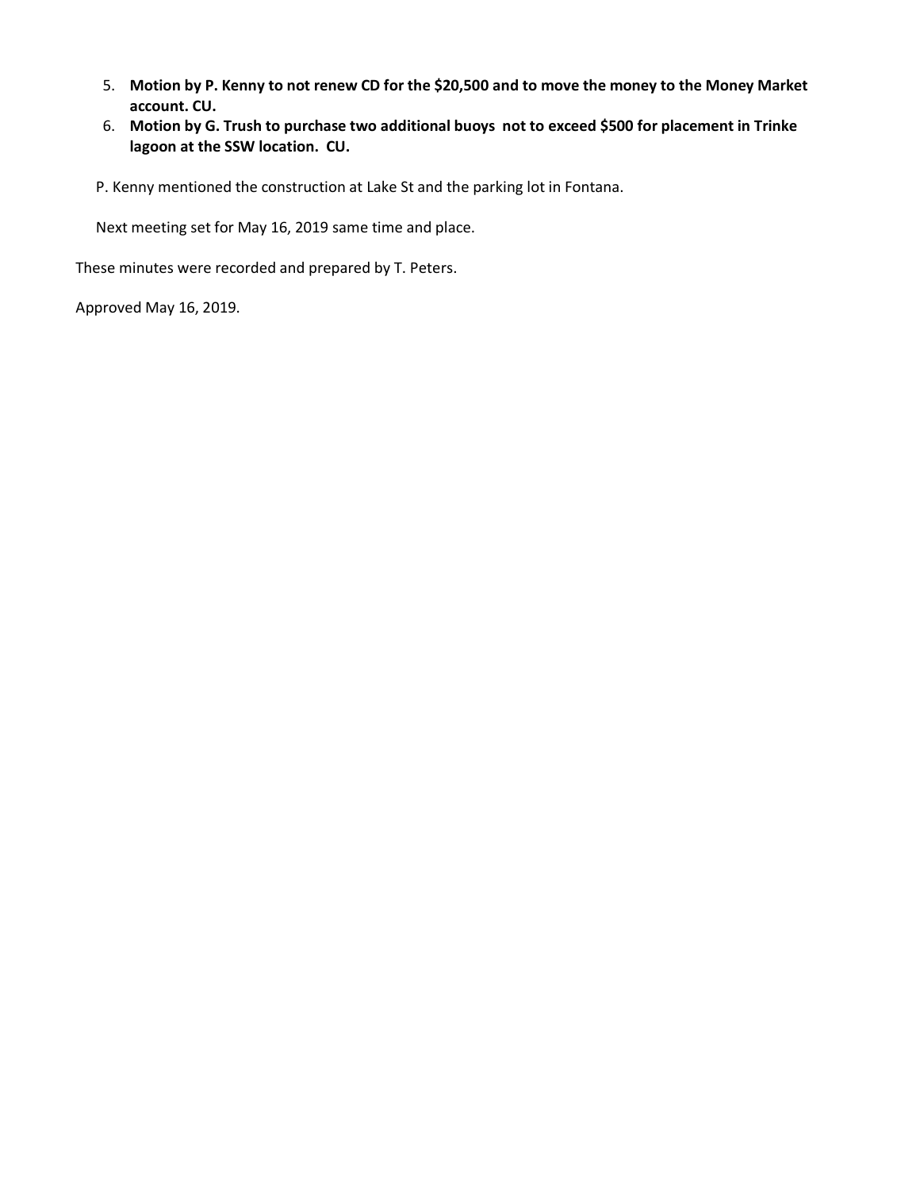5. **Motion by P. Kenny to not renew CD for the $20,500 and to move the money to the Money Market account. CU.**
6. **Motion by G. Trush to purchase two additional buoys not to exceed $500 for placement in Trinke lagoon at the SSW location. CU.**

P. Kenny mentioned the construction at Lake St and the parking lot in Fontana.

Next meeting set for May 16, 2019 same time and place.

These minutes were recorded and prepared by T. Peters.

Approved May 16, 2019.